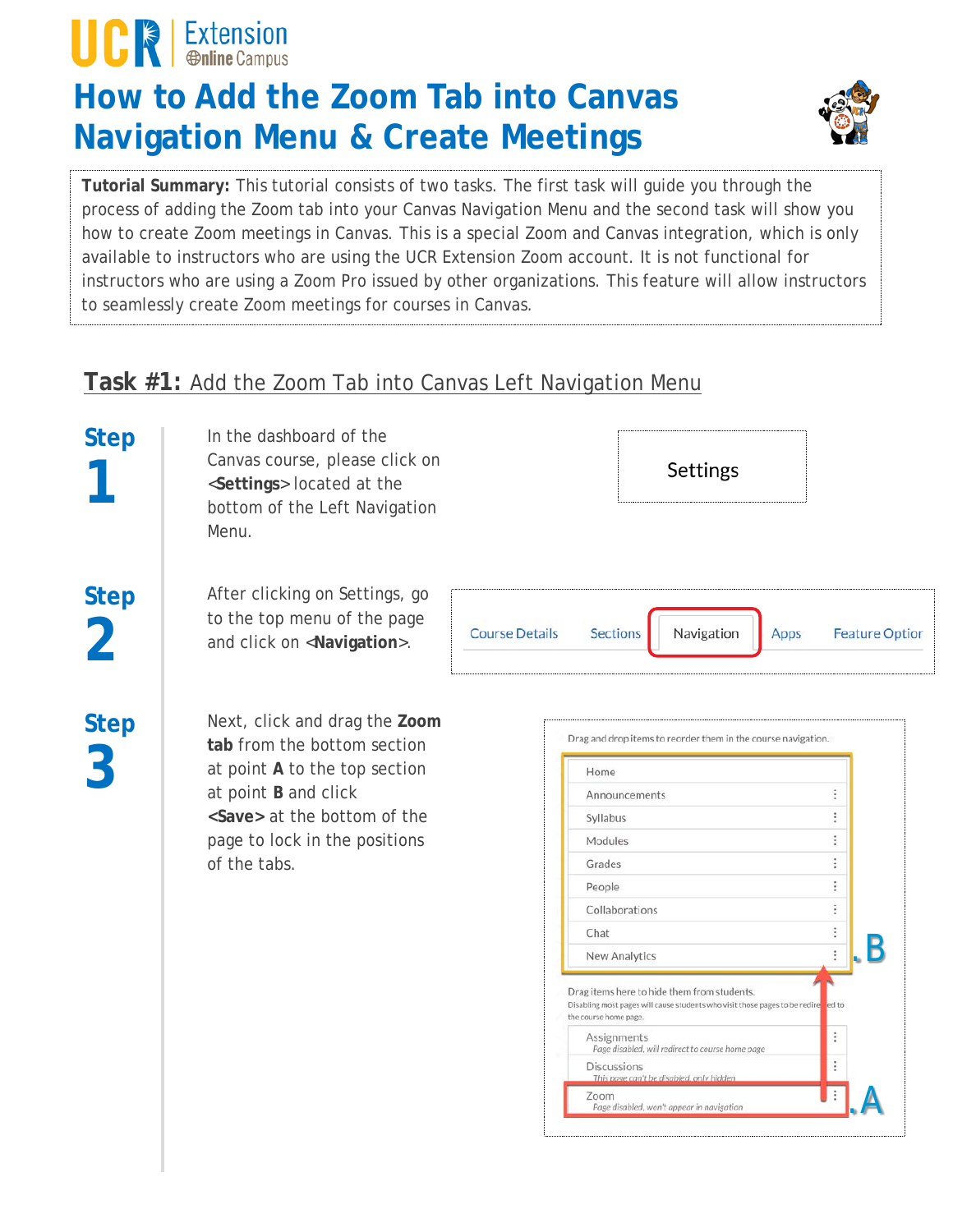UCR | Extension Online Campus

# How to Add the Zoom Tab into Canvas Navigation Menu & Create Meetings

**Tutorial Summary:** This tutorial consists of two tasks. The first task will guide you through the process of adding the Zoom tab into your Canvas Navigation Menu and the second task will show you how to create Zoom meetings in Canvas. This is a special Zoom and Canvas integration, which is only available to instructors who are using the UCR Extension Zoom account. It is not functional for instructors who are using a Zoom Pro issued by other organizations. This feature will allow instructors to seamlessly create Zoom meetings for courses in Canvas.

## Task #1: Add the Zoom Tab into Canvas Left Navigation Menu

### Step 1

In the dashboard of the Canvas course, please click on <**Settings**> located at the bottom of the Left Navigation Menu.

Settings

### Step 2

After clicking on Settings, go to the top menu of the page and click on <**Navigation**>.

Course Details | Sections | Navigation | Apps | Feature Optior

### Step 3

Next, click and drag the **Zoom tab** from the bottom section at point **A** to the top section at point **B** and click <**Save**> at the bottom of the page to lock in the positions of the tabs.

Drag and drop items to reorder them in the course navigation.

- Home
- Announcements
- Syllabus
- Modules
- Grades
- People
- Collaborations
- Chat
- New Analytics

B

Drag items here to hide them from students.
Disabling most pages will cause students who visit those pages to be redirected to the course home page.

- Assignments — *Page disabled, will redirect to course home page*
- Discussions — *This page can't be disabled, only hidden*
- Zoom — *Page disabled, won't appear in navigation*

A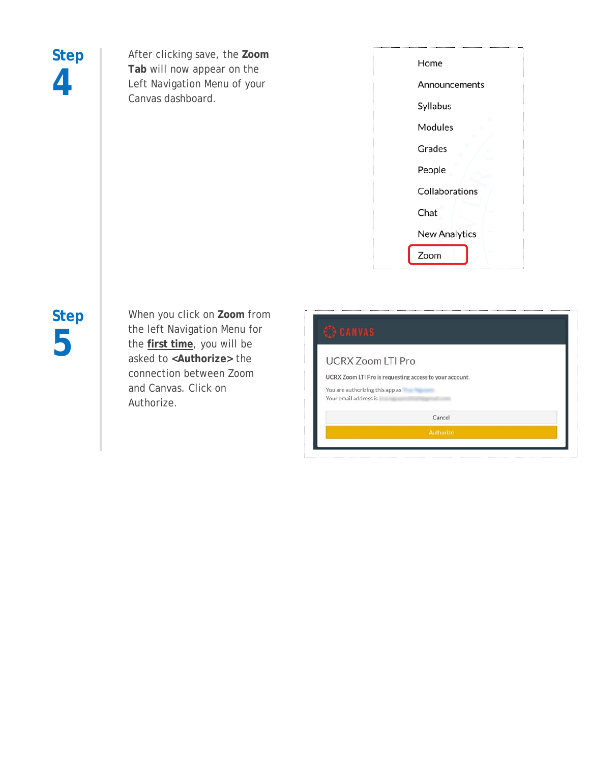**Step 4**

After clicking save, the **Zoom Tab** will now appear on the Left Navigation Menu of your Canvas dashboard.

Home

Announcements

Syllabus

Modules

Grades

People

Collaborations

Chat

New Analytics

Zoom

**Step 5**

When you click on **Zoom** from the left Navigation Menu for the **first time**, you will be asked to **<Authorize>** the connection between Zoom and Canvas. Click on Authorize.

CANVAS

UCRX Zoom LTI Pro

UCRX Zoom LTI Pro is requesting access to your account.

You are authorizing this app as

Your email address is

Cancel

Authorize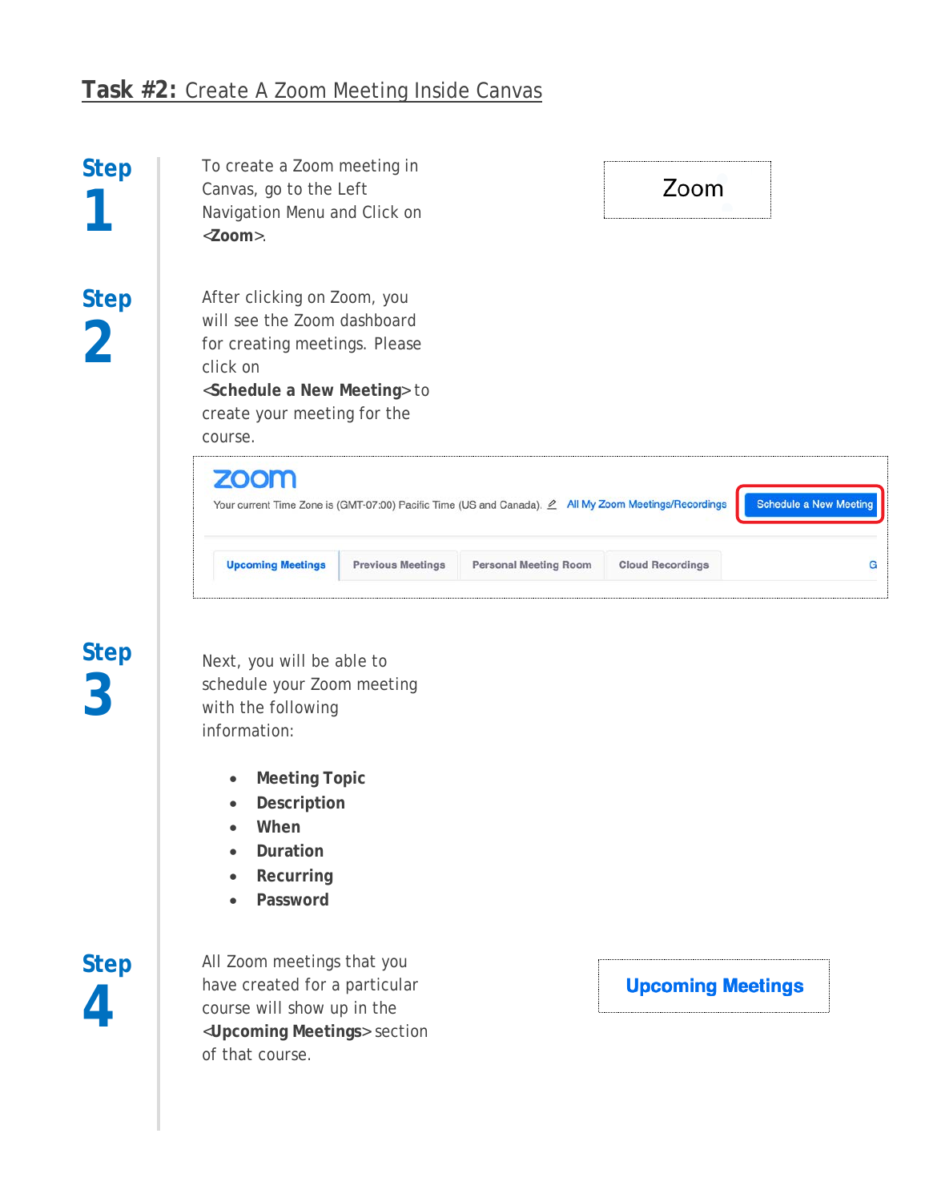## **Task #2:** Create A Zoom Meeting Inside Canvas

**Step 1**

To create a Zoom meeting in Canvas, go to the Left Navigation Menu and Click on <**Zoom**>.

Zoom

**Step 2**

After clicking on Zoom, you will see the Zoom dashboard for creating meetings. Please click on <**Schedule a New Meeting**> to create your meeting for the course.

zoom

Your current Time Zone is (GMT-07:00) Pacific Time (US and Canada). All My Zoom Meetings/Recordings | Schedule a New Meeting

Upcoming Meetings | Previous Meetings | Personal Meeting Room | Cloud Recordings

**Step 3**

Next, you will be able to schedule your Zoom meeting with the following information:

- **Meeting Topic**
- **Description**
- **When**
- **Duration**
- **Recurring**
- **Password**

**Step 4**

All Zoom meetings that you have created for a particular course will show up in the <**Upcoming Meetings**> section of that course.

**Upcoming Meetings**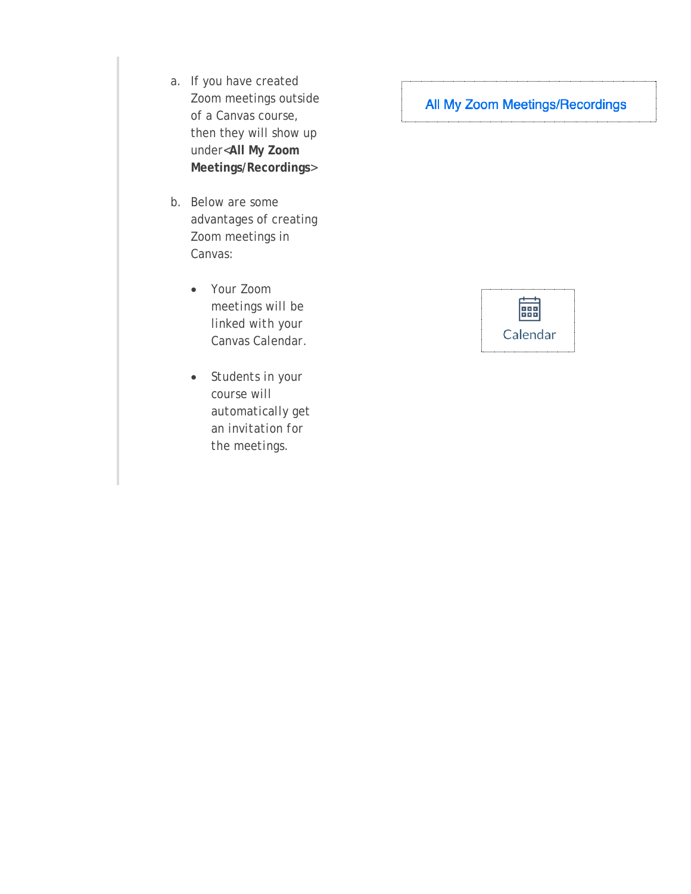a. If you have created Zoom meetings outside of a Canvas course, then they will show up under<**All My Zoom Meetings/Recordings**>

All My Zoom Meetings/Recordings

b. Below are some advantages of creating Zoom meetings in Canvas:

- Your Zoom meetings will be linked with your Canvas Calendar.

  Calendar

- Students in your course will automatically get an invitation for the meetings.